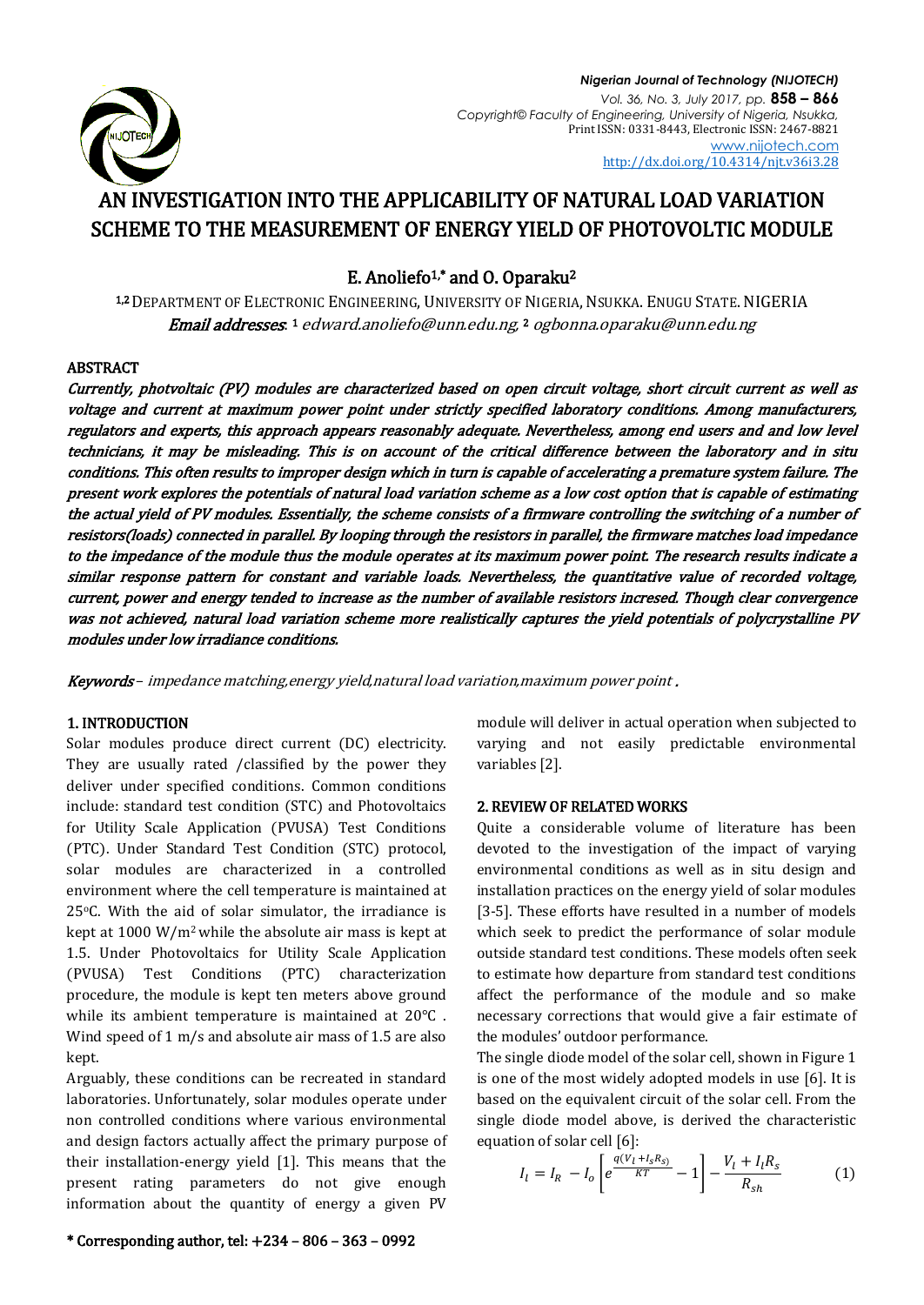# AN INVESTIGATION INTO THE APPLICABILITY OF NATURAL LOAD VARIATION SCHEME TO THE MEASUREMENT OF ENERGY YIELD OF PHOTOVOLTIC MODULE

**E. Anoliefo[1,*] and O. Oparaku[2]**

[1,2] DEPARTMENT OF ELECTRONIC ENGINEERING, UNIVERSITY OF NIGERIA, NSUKKA. ENUGU STATE. NIGERIA

*Email addresses*: [1] *edward.anoliefo@unn.edu.ng*, [2] *ogbonna.oparaku@unn.edu.ng*

## ABSTRACT

*Currently, photvoltaic (PV) modules are characterized based on open circuit voltage, short circuit current as well as voltage and current at maximum power point under strictly specified laboratory conditions. Among manufacturers, regulators and experts, this approach appears reasonably adequate. Nevertheless, among end users and and low level technicians, it may be misleading. This is on account of the critical difference between the laboratory and in situ conditions. This often results to improper design which in turn is capable of accelerating a premature system failure. The present work explores the potentials of natural load variation scheme as a low cost option that is capable of estimating the actual yield of PV modules. Essentially, the scheme consists of a firmware controlling the switching of a number of resistors(loads) connected in parallel. By looping through the resistors in parallel, the firmware matches load impedance to the impedance of the module thus the module operates at its maximum power point. The research results indicate a similar response pattern for constant and variable loads. Nevertheless, the quantitative value of recorded voltage, current, power and energy tended to increase as the number of available resistors incresed. Though clear convergence was not achieved, natural load variation scheme more realistically captures the yield potentials of polycrystalline PV modules under low irradiance conditions.*

**Keywords** – *impedance matching,energy yield,natural load variation,maximum power point .*

## 1. INTRODUCTION

Solar modules produce direct current (DC) electricity. They are usually rated /classified by the power they deliver under specified conditions. Common conditions include: standard test condition (STC) and Photovoltaics for Utility Scale Application (PVUSA) Test Conditions (PTC). Under Standard Test Condition (STC) protocol, solar modules are characterized in a controlled environment where the cell temperature is maintained at 25°C. With the aid of solar simulator, the irradiance is kept at 1000 W/m$^2$ while the absolute air mass is kept at 1.5. Under Photovoltaics for Utility Scale Application (PVUSA) Test Conditions (PTC) characterization procedure, the module is kept ten meters above ground while its ambient temperature is maintained at 20°C . Wind speed of 1 m/s and absolute air mass of 1.5 are also kept.

Arguably, these conditions can be recreated in standard laboratories. Unfortunately, solar modules operate under non controlled conditions where various environmental and design factors actually affect the primary purpose of their installation-energy yield [1]. This means that the present rating parameters do not give enough information about the quantity of energy a given PV module will deliver in actual operation when subjected to varying and not easily predictable environmental variables [2].

## 2. REVIEW OF RELATED WORKS

Quite a considerable volume of literature has been devoted to the investigation of the impact of varying environmental conditions as well as in situ design and installation practices on the energy yield of solar modules [3-5]. These efforts have resulted in a number of models which seek to predict the performance of solar module outside standard test conditions. These models often seek to estimate how departure from standard test conditions affect the performance of the module and so make necessary corrections that would give a fair estimate of the modules' outdoor performance.

The single diode model of the solar cell, shown in Figure 1 is one of the most widely adopted models in use [6]. It is based on the equivalent circuit of the solar cell. From the single diode model above, is derived the characteristic equation of solar cell [6]:

$$I_l = I_R - I_o\left[e^{\frac{q(V_l + I_s R_s)}{KT}} - 1\right] - \frac{V_l + I_l R_s}{R_{sh}} \qquad (1)$$

\* Corresponding author, tel: +234 – 806 – 363 – 0992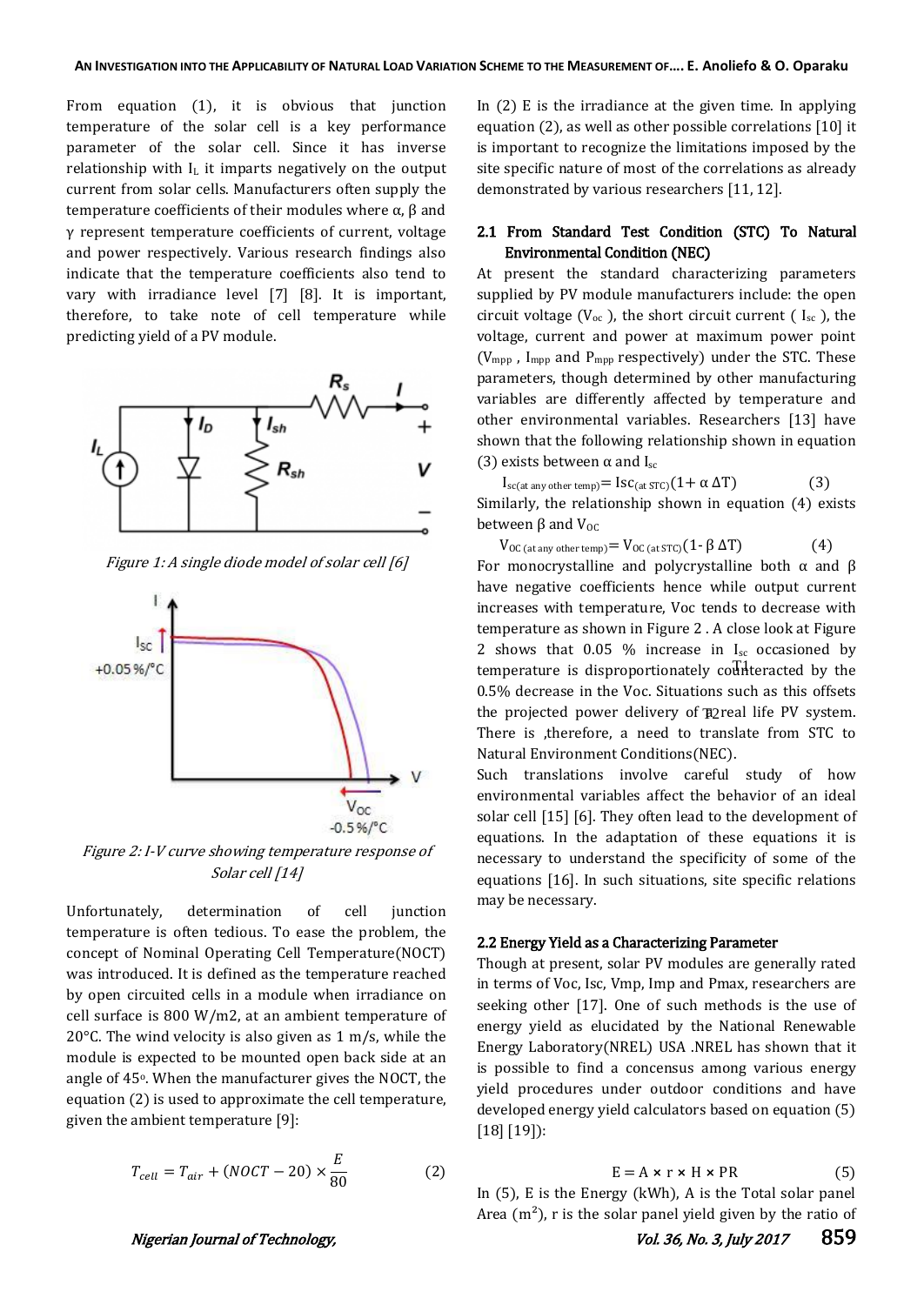From equation (1), it is obvious that junction temperature of the solar cell is a key performance parameter of the solar cell. Since it has inverse relationship with $I_L$ it imparts negatively on the output current from solar cells. Manufacturers often supply the temperature coefficients of their modules where α, β and γ represent temperature coefficients of current, voltage and power respectively. Various research findings also indicate that the temperature coefficients also tend to vary with irradiance level [7] [8]. It is important, therefore, to take note of cell temperature while predicting yield of a PV module.

Figure 1: A single diode model of solar cell [6]

Figure 2: I-V curve showing temperature response of Solar cell [14]

Unfortunately, determination of cell junction temperature is often tedious. To ease the problem, the concept of Nominal Operating Cell Temperature(NOCT) was introduced. It is defined as the temperature reached by open circuited cells in a module when irradiance on cell surface is 800 W/m2, at an ambient temperature of 20°C. The wind velocity is also given as 1 m/s, while the module is expected to be mounted open back side at an angle of 45°. When the manufacturer gives the NOCT, the equation (2) is used to approximate the cell temperature, given the ambient temperature [9]:

$$T_{cell} = T_{air} + (NOCT - 20) \times \frac{E}{80} \qquad (2)$$

In (2) E is the irradiance at the given time. In applying equation (2), as well as other possible correlations [10] it is important to recognize the limitations imposed by the site specific nature of most of the correlations as already demonstrated by various researchers [11, 12].

### 2.1 From Standard Test Condition (STC) To Natural Environmental Condition (NEC)

At present the standard characterizing parameters supplied by PV module manufacturers include: the open circuit voltage ($V_{oc}$ ), the short circuit current ( $I_{sc}$ ), the voltage, current and power at maximum power point ($V_{mpp}$ , $I_{mpp}$ and $P_{mpp}$ respectively) under the STC. These parameters, though determined by other manufacturing variables are differently affected by temperature and other environmental variables. Researchers [13] have shown that the following relationship shown in equation (3) exists between α and $I_{sc}$

$$I_{sc(\text{at any other temp})} = Isc_{(\text{at STC})}(1+ \alpha \Delta T) \qquad (3)$$

Similarly, the relationship shown in equation (4) exists between β and $V_{OC}$

$$V_{OC\,(\text{at any other temp})} = V_{OC\,(\text{at STC})}(1- \beta \Delta T) \qquad (4)$$

For monocrystalline and polycrystalline both α and β have negative coefficients hence while output current increases with temperature, Voc tends to decrease with temperature as shown in Figure 2 . A close look at Figure 2 shows that 0.05 % increase in $I_{sc}$ occasioned by temperature is disproportionately counteracted by the 0.5% decrease in the Voc. Situations such as this offsets the projected power delivery of a real life PV system. There is ,therefore, a need to translate from STC to Natural Environment Conditions(NEC).

Such translations involve careful study of how environmental variables affect the behavior of an ideal solar cell [15] [6]. They often lead to the development of equations. In the adaptation of these equations it is necessary to understand the specificity of some of the equations [16]. In such situations, site specific relations may be necessary.

### 2.2 Energy Yield as a Characterizing Parameter

Though at present, solar PV modules are generally rated in terms of Voc, Isc, Vmp, Imp and Pmax, researchers are seeking other [17]. One of such methods is the use of energy yield as elucidated by the National Renewable Energy Laboratory(NREL) USA .NREL has shown that it is possible to find a concensus among various energy yield procedures under outdoor conditions and have developed energy yield calculators based on equation (5) [18] [19]):

$$E = A \times r \times H \times PR \qquad (5)$$

In (5), E is the Energy (kWh), A is the Total solar panel Area ($m^2$), r is the solar panel yield given by the ratio of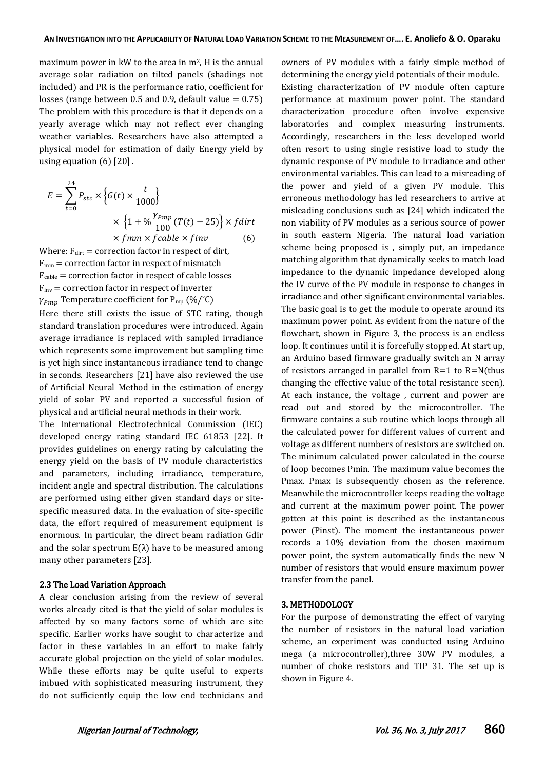maximum power in kW to the area in m$^2$, H is the annual average solar radiation on tilted panels (shadings not included) and PR is the performance ratio, coefficient for losses (range between 0.5 and 0.9, default value = 0.75) The problem with this procedure is that it depends on a yearly average which may not reflect ever changing weather variables. Researchers have also attempted a physical model for estimation of daily Energy yield by using equation (6) [20] .

$$E = \sum_{t=0}^{24} P_{stc} \times \left\{ G(t) \times \frac{t}{1000} \right\} \times \left\{ 1 + \% \frac{\gamma_{Pmp}}{100} (T(t) - 25) \right\} \times fdirt \times fmm \times fcable \times finv \qquad (6)$$

Where: $F_{dirt}$ = correction factor in respect of dirt,
$F_{mm}$ = correction factor in respect of mismatch
$F_{cable}$ = correction factor in respect of cable losses
$F_{inv}$ = correction factor in respect of inverter
$\gamma_{Pmp}$ Temperature coefficient for $P_{mp}$ (%/˚C)

Here there still exists the issue of STC rating, though standard translation procedures were introduced. Again average irradiance is replaced with sampled irradiance which represents some improvement but sampling time is yet high since instantaneous irradiance tend to change in seconds. Researchers [21] have also reviewed the use of Artificial Neural Method in the estimation of energy yield of solar PV and reported a successful fusion of physical and artificial neural methods in their work.

The International Electrotechnical Commission (IEC) developed energy rating standard IEC 61853 [22]. It provides guidelines on energy rating by calculating the energy yield on the basis of PV module characteristics and parameters, including irradiance, temperature, incident angle and spectral distribution. The calculations are performed using either given standard days or site-specific measured data. In the evaluation of site-specific data, the effort required of measurement equipment is enormous. In particular, the direct beam radiation Gdir and the solar spectrum E(λ) have to be measured among many other parameters [23].

### 2.3 The Load Variation Approach

A clear conclusion arising from the review of several works already cited is that the yield of solar modules is affected by so many factors some of which are site specific. Earlier works have sought to characterize and factor in these variables in an effort to make fairly accurate global projection on the yield of solar modules. While these efforts may be quite useful to experts imbued with sophisticated measuring instrument, they do not sufficiently equip the low end technicians and owners of PV modules with a fairly simple method of determining the energy yield potentials of their module.

Existing characterization of PV module often capture performance at maximum power point. The standard characterization procedure often involve expensive laboratories and complex measuring instruments. Accordingly, researchers in the less developed world often resort to using single resistive load to study the dynamic response of PV module to irradiance and other environmental variables. This can lead to a misreading of the power and yield of a given PV module. This erroneous methodology has led researchers to arrive at misleading conclusions such as [24] which indicated the non viability of PV modules as a serious source of power in south eastern Nigeria. The natural load variation scheme being proposed is , simply put, an impedance matching algorithm that dynamically seeks to match load impedance to the dynamic impedance developed along the IV curve of the PV module in response to changes in irradiance and other significant environmental variables. The basic goal is to get the module to operate around its maximum power point. As evident from the nature of the flowchart, shown in Figure 3, the process is an endless loop. It continues until it is forcefully stopped. At start up, an Arduino based firmware gradually switch an N array of resistors arranged in parallel from R=1 to R=N(thus changing the effective value of the total resistance seen). At each instance, the voltage , current and power are read out and stored by the microcontroller. The firmware contains a sub routine which loops through all the calculated power for different values of current and voltage as different numbers of resistors are switched on. The minimum calculated power calculated in the course of loop becomes Pmin. The maximum value becomes the Pmax. Pmax is subsequently chosen as the reference. Meanwhile the microcontroller keeps reading the voltage and current at the maximum power point. The power gotten at this point is described as the instantaneous power (Pinst). The moment the instantaneous power records a 10% deviation from the chosen maximum power point, the system automatically finds the new N number of resistors that would ensure maximum power transfer from the panel.

## 3. METHODOLOGY

For the purpose of demonstrating the effect of varying the number of resistors in the natural load variation scheme, an experiment was conducted using Arduino mega (a microcontroller),three 30W PV modules, a number of choke resistors and TIP 31. The set up is shown in Figure 4.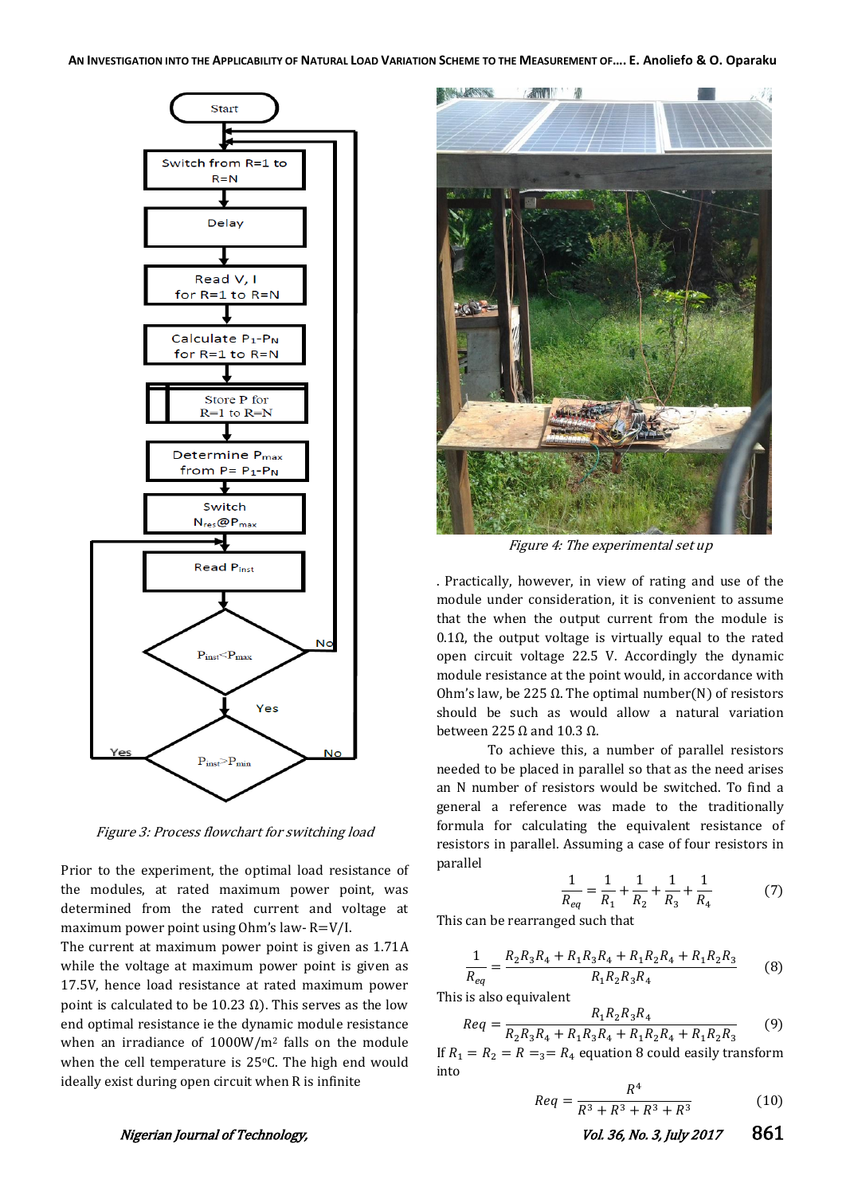*Figure 3: Process flowchart for switching load*

Prior to the experiment, the optimal load resistance of the modules, at rated maximum power point, was determined from the rated current and voltage at maximum power point using Ohm's law- R=V/I.

The current at maximum power point is given as 1.71A while the voltage at maximum power point is given as 17.5V, hence load resistance at rated maximum power point is calculated to be 10.23 Ω). This serves as the low end optimal resistance ie the dynamic module resistance when an irradiance of 1000W/m[2] falls on the module when the cell temperature is 25°C. The high end would ideally exist during open circuit when R is infinite

*Figure 4: The experimental set up*

. Practically, however, in view of rating and use of the module under consideration, it is convenient to assume that the when the output current from the module is 0.1Ω, the output voltage is virtually equal to the rated open circuit voltage 22.5 V. Accordingly the dynamic module resistance at the point would, in accordance with Ohm's law, be 225 Ω. The optimal number(N) of resistors should be such as would allow a natural variation between 225 Ω and 10.3 Ω.

To achieve this, a number of parallel resistors needed to be placed in parallel so that as the need arises an N number of resistors would be switched. To find a general a reference was made to the traditionally formula for calculating the equivalent resistance of resistors in parallel. Assuming a case of four resistors in parallel

$$\frac{1}{R_{eq}} = \frac{1}{R_1} + \frac{1}{R_2} + \frac{1}{R_3} + \frac{1}{R_4} \qquad (7)$$

This can be rearranged such that

$$\frac{1}{R_{eq}} = \frac{R_2R_3R_4 + R_1R_3R_4 + R_1R_2R_4 + R_1R_2R_3}{R_1R_2R_3R_4} \qquad (8)$$

This is also equivalent

$$Req = \frac{R_1R_2R_3R_4}{R_2R_3R_4 + R_1R_3R_4 + R_1R_2R_4 + R_1R_2R_3} \qquad (9)$$

If $R_1 = R_2 = R =_3 = R_4$ equation 8 could easily transform into

$$Req = \frac{R^4}{R^3 + R^3 + R^3 + R^3} \qquad (10)$$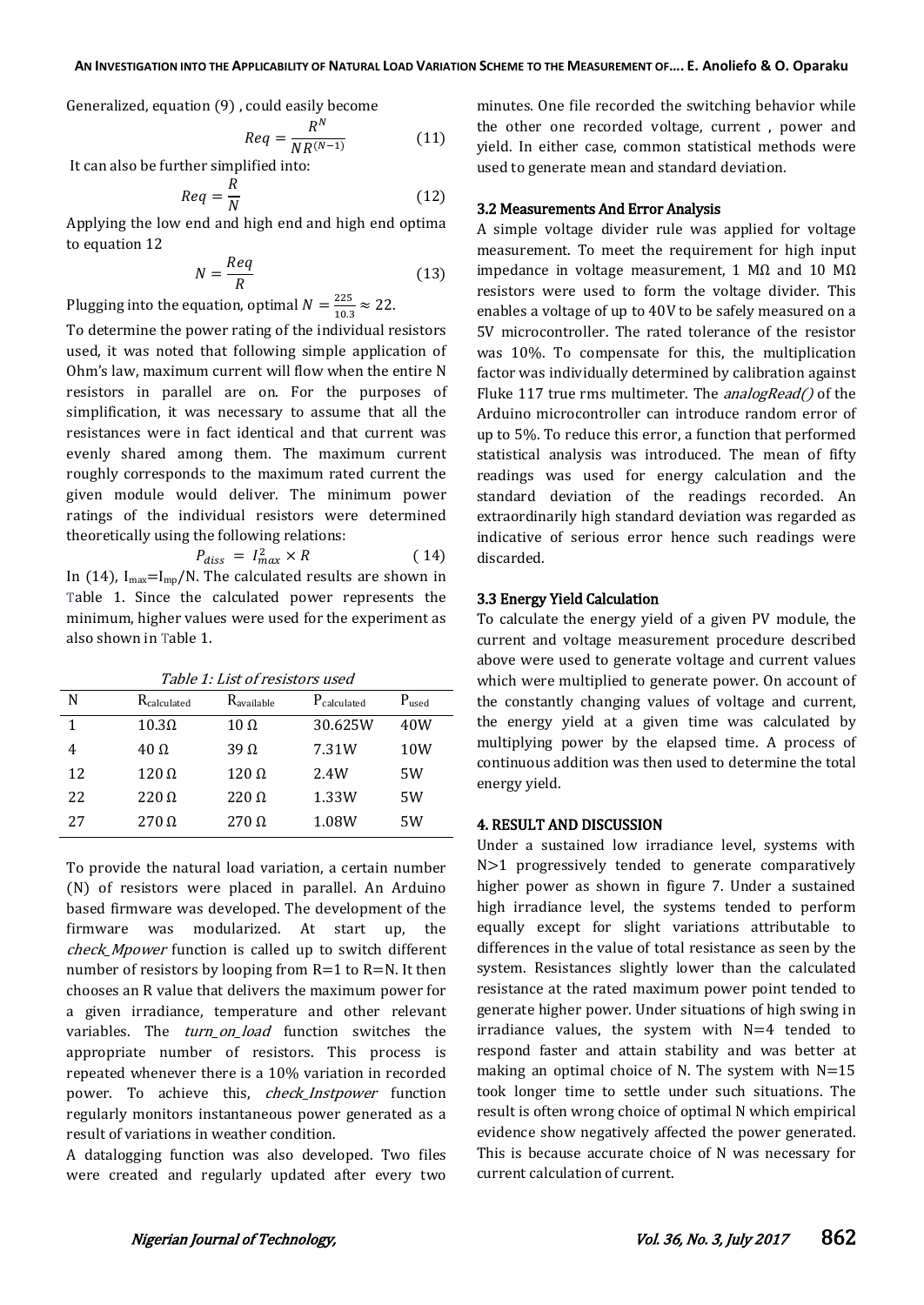Generalized, equation (9) , could easily become

$$Req = \frac{R^N}{NR^{(N-1)}} \quad (11)$$

It can also be further simplified into:

$$Req = \frac{R}{N} \quad (12)$$

Applying the low end and high end and high end optima to equation 12

$$N = \frac{Req}{R} \quad (13)$$

Plugging into the equation, optimal $N = \frac{225}{10.3} \approx 22$.

To determine the power rating of the individual resistors used, it was noted that following simple application of Ohm's law, maximum current will flow when the entire N resistors in parallel are on. For the purposes of simplification, it was necessary to assume that all the resistances were in fact identical and that current was evenly shared among them. The maximum current roughly corresponds to the maximum rated current the given module would deliver. The minimum power ratings of the individual resistors were determined theoretically using the following relations:

$$P_{diss} = I_{max}^2 \times R \quad (14)$$

In (14), $I_{max}=I_{mp}/N$. The calculated results are shown in Table 1. Since the calculated power represents the minimum, higher values were used for the experiment as also shown in Table 1.

*Table 1: List of resistors used*

| N | $R_{calculated}$ | $R_{available}$ | $P_{calculated}$ | $P_{used}$ |
|---|---|---|---|---|
| 1 | 10.3Ω | 10 Ω | 30.625W | 40W |
| 4 | 40 Ω | 39 Ω | 7.31W | 10W |
| 12 | 120 Ω | 120 Ω | 2.4W | 5W |
| 22 | 220 Ω | 220 Ω | 1.33W | 5W |
| 27 | 270 Ω | 270 Ω | 1.08W | 5W |

To provide the natural load variation, a certain number (N) of resistors were placed in parallel. An Arduino based firmware was developed. The development of the firmware was modularized. At start up, the *check_Mpower* function is called up to switch different number of resistors by looping from R=1 to R=N. It then chooses an R value that delivers the maximum power for a given irradiance, temperature and other relevant variables. The *turn_on_load* function switches the appropriate number of resistors. This process is repeated whenever there is a 10% variation in recorded power. To achieve this, *check_Instpower* function regularly monitors instantaneous power generated as a result of variations in weather condition.

A datalogging function was also developed. Two files were created and regularly updated after every two minutes. One file recorded the switching behavior while the other one recorded voltage, current , power and yield. In either case, common statistical methods were used to generate mean and standard deviation.

### 3.2 Measurements And Error Analysis

A simple voltage divider rule was applied for voltage measurement. To meet the requirement for high input impedance in voltage measurement, 1 MΩ and 10 MΩ resistors were used to form the voltage divider. This enables a voltage of up to 40V to be safely measured on a 5V microcontroller. The rated tolerance of the resistor was 10%. To compensate for this, the multiplication factor was individually determined by calibration against Fluke 117 true rms multimeter. The *analogRead()* of the Arduino microcontroller can introduce random error of up to 5%. To reduce this error, a function that performed statistical analysis was introduced. The mean of fifty readings was used for energy calculation and the standard deviation of the readings recorded. An extraordinarily high standard deviation was regarded as indicative of serious error hence such readings were discarded.

### 3.3 Energy Yield Calculation

To calculate the energy yield of a given PV module, the current and voltage measurement procedure described above were used to generate voltage and current values which were multiplied to generate power. On account of the constantly changing values of voltage and current, the energy yield at a given time was calculated by multiplying power by the elapsed time. A process of continuous addition was then used to determine the total energy yield.

## 4. RESULT AND DISCUSSION

Under a sustained low irradiance level, systems with N>1 progressively tended to generate comparatively higher power as shown in figure 7. Under a sustained high irradiance level, the systems tended to perform equally except for slight variations attributable to differences in the value of total resistance as seen by the system. Resistances slightly lower than the calculated resistance at the rated maximum power point tended to generate higher power. Under situations of high swing in irradiance values, the system with N=4 tended to respond faster and attain stability and was better at making an optimal choice of N. The system with N=15 took longer time to settle under such situations. The result is often wrong choice of optimal N which empirical evidence show negatively affected the power generated. This is because accurate choice of N was necessary for current calculation of current.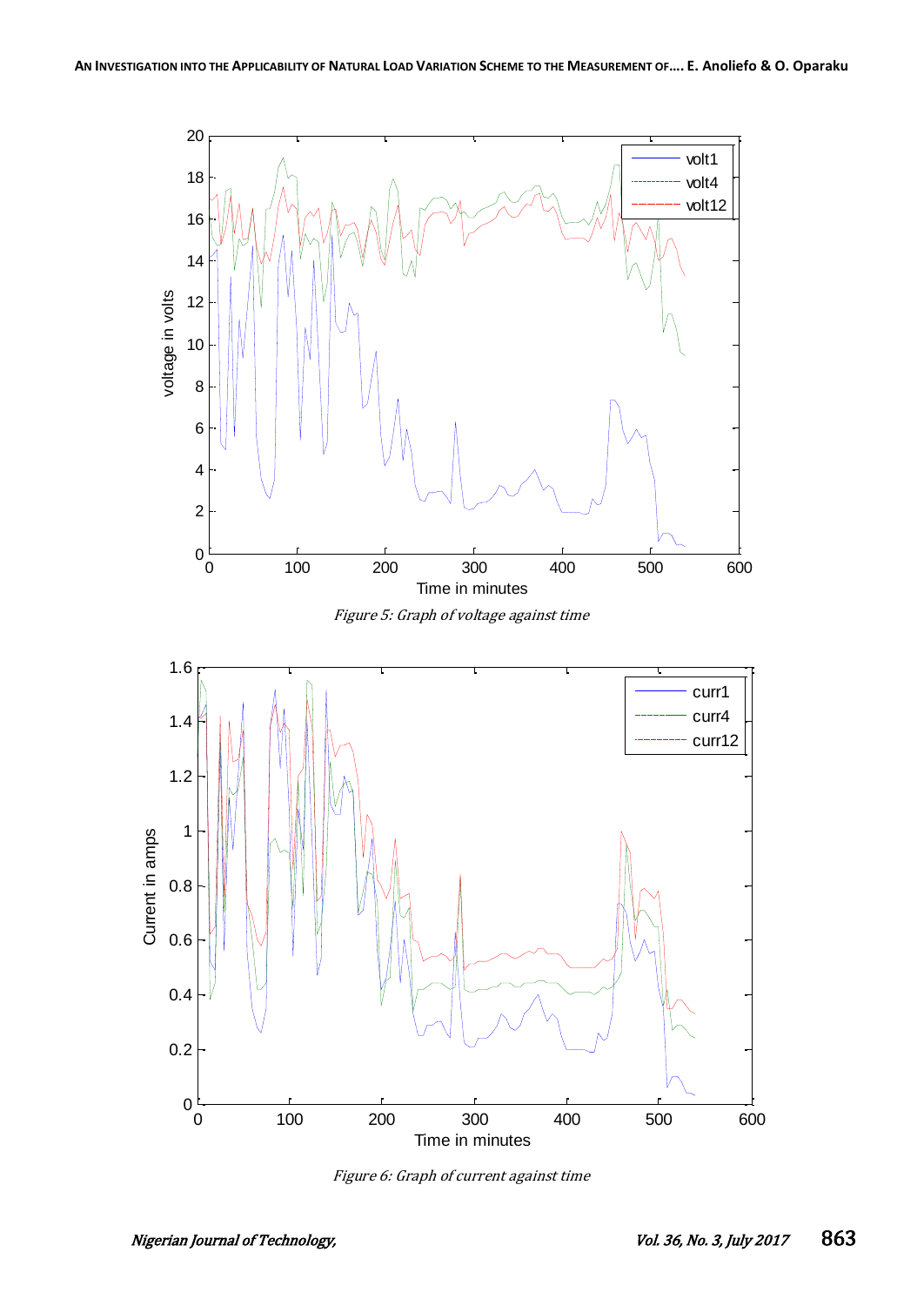Figure 5: Graph of voltage against time

Figure 6: Graph of current against time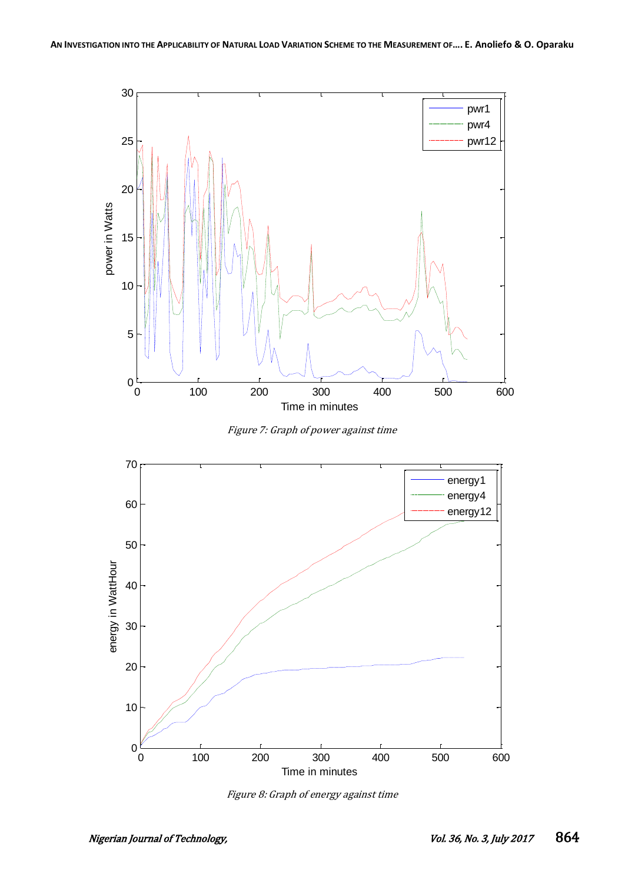Figure 7: Graph of power against time

Figure 8: Graph of energy against time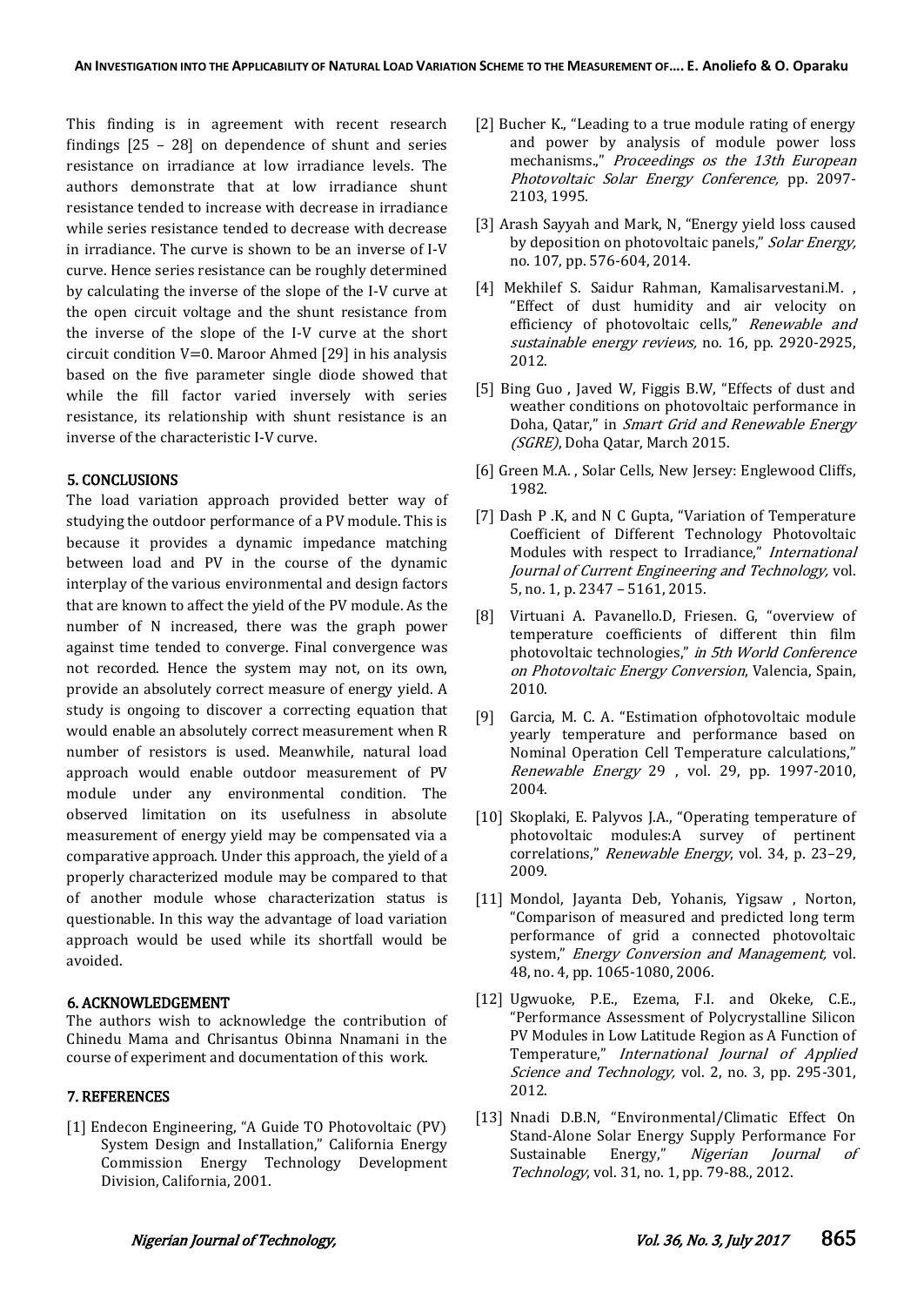This finding is in agreement with recent research findings [25 – 28] on dependence of shunt and series resistance on irradiance at low irradiance levels. The authors demonstrate that at low irradiance shunt resistance tended to increase with decrease in irradiance while series resistance tended to decrease with decrease in irradiance. The curve is shown to be an inverse of I-V curve. Hence series resistance can be roughly determined by calculating the inverse of the slope of the I-V curve at the open circuit voltage and the shunt resistance from the inverse of the slope of the I-V curve at the short circuit condition V=0. Maroor Ahmed [29] in his analysis based on the five parameter single diode showed that while the fill factor varied inversely with series resistance, its relationship with shunt resistance is an inverse of the characteristic I-V curve.

## 5. CONCLUSIONS

The load variation approach provided better way of studying the outdoor performance of a PV module. This is because it provides a dynamic impedance matching between load and PV in the course of the dynamic interplay of the various environmental and design factors that are known to affect the yield of the PV module. As the number of N increased, there was the graph power against time tended to converge. Final convergence was not recorded. Hence the system may not, on its own, provide an absolutely correct measure of energy yield. A study is ongoing to discover a correcting equation that would enable an absolutely correct measurement when R number of resistors is used. Meanwhile, natural load approach would enable outdoor measurement of PV module under any environmental condition. The observed limitation on its usefulness in absolute measurement of energy yield may be compensated via a comparative approach. Under this approach, the yield of a properly characterized module may be compared to that of another module whose characterization status is questionable. In this way the advantage of load variation approach would be used while its shortfall would be avoided.

## 6. ACKNOWLEDGEMENT

The authors wish to acknowledge the contribution of Chinedu Mama and Chrisantus Obinna Nnamani in the course of experiment and documentation of this work.

## 7. REFERENCES

[1] Endecon Engineering, "A Guide TO Photovoltaic (PV) System Design and Installation," California Energy Commission Energy Technology Development Division, California, 2001.

[2] Bucher K., "Leading to a true module rating of energy and power by analysis of module power loss mechanisms.," *Proceedings os the 13th European Photovoltaic Solar Energy Conference,* pp. 2097-2103, 1995.

[3] Arash Sayyah and Mark, N, "Energy yield loss caused by deposition on photovoltaic panels," *Solar Energy,* no. 107, pp. 576-604, 2014.

[4] Mekhilef S. Saidur Rahman, Kamalisarvestani.M. , "Effect of dust humidity and air velocity on efficiency of photovoltaic cells," *Renewable and sustainable energy reviews,* no. 16, pp. 2920-2925, 2012.

[5] Bing Guo , Javed W, Figgis B.W, "Effects of dust and weather conditions on photovoltaic performance in Doha, Qatar," in *Smart Grid and Renewable Energy (SGRE)*, Doha Qatar, March 2015.

[6] Green M.A. , Solar Cells, New Jersey: Englewood Cliffs, 1982.

[7] Dash P .K, and N C Gupta, "Variation of Temperature Coefficient of Different Technology Photovoltaic Modules with respect to Irradiance," *International Journal of Current Engineering and Technology,* vol. 5, no. 1, p. 2347 – 5161, 2015.

[8] Virtuani A. Pavanello.D, Friesen. G, "overview of temperature coefficients of different thin film photovoltaic technologies," *in 5th World Conference on Photovoltaic Energy Conversion*, Valencia, Spain, 2010.

[9] Garcia, M. C. A. "Estimation ofphotovoltaic module yearly temperature and performance based on Nominal Operation Cell Temperature calculations," *Renewable Energy* 29 , vol. 29, pp. 1997-2010, 2004.

[10] Skoplaki, E. Palyvos J.A., "Operating temperature of photovoltaic modules:A survey of pertinent correlations," *Renewable Energy*, vol. 34, p. 23–29, 2009.

[11] Mondol, Jayanta Deb, Yohanis, Yigsaw , Norton, "Comparison of measured and predicted long term performance of grid a connected photovoltaic system," *Energy Conversion and Management,* vol. 48, no. 4, pp. 1065-1080, 2006.

[12] Ugwuoke, P.E., Ezema, F.I. and Okeke, C.E., "Performance Assessment of Polycrystalline Silicon PV Modules in Low Latitude Region as A Function of Temperature," *International Journal of Applied Science and Technology,* vol. 2, no. 3, pp. 295-301, 2012.

[13] Nnadi D.B.N, "Environmental/Climatic Effect On Stand-Alone Solar Energy Supply Performance For Sustainable Energy," *Nigerian Journal of Technology*, vol. 31, no. 1, pp. 79-88., 2012.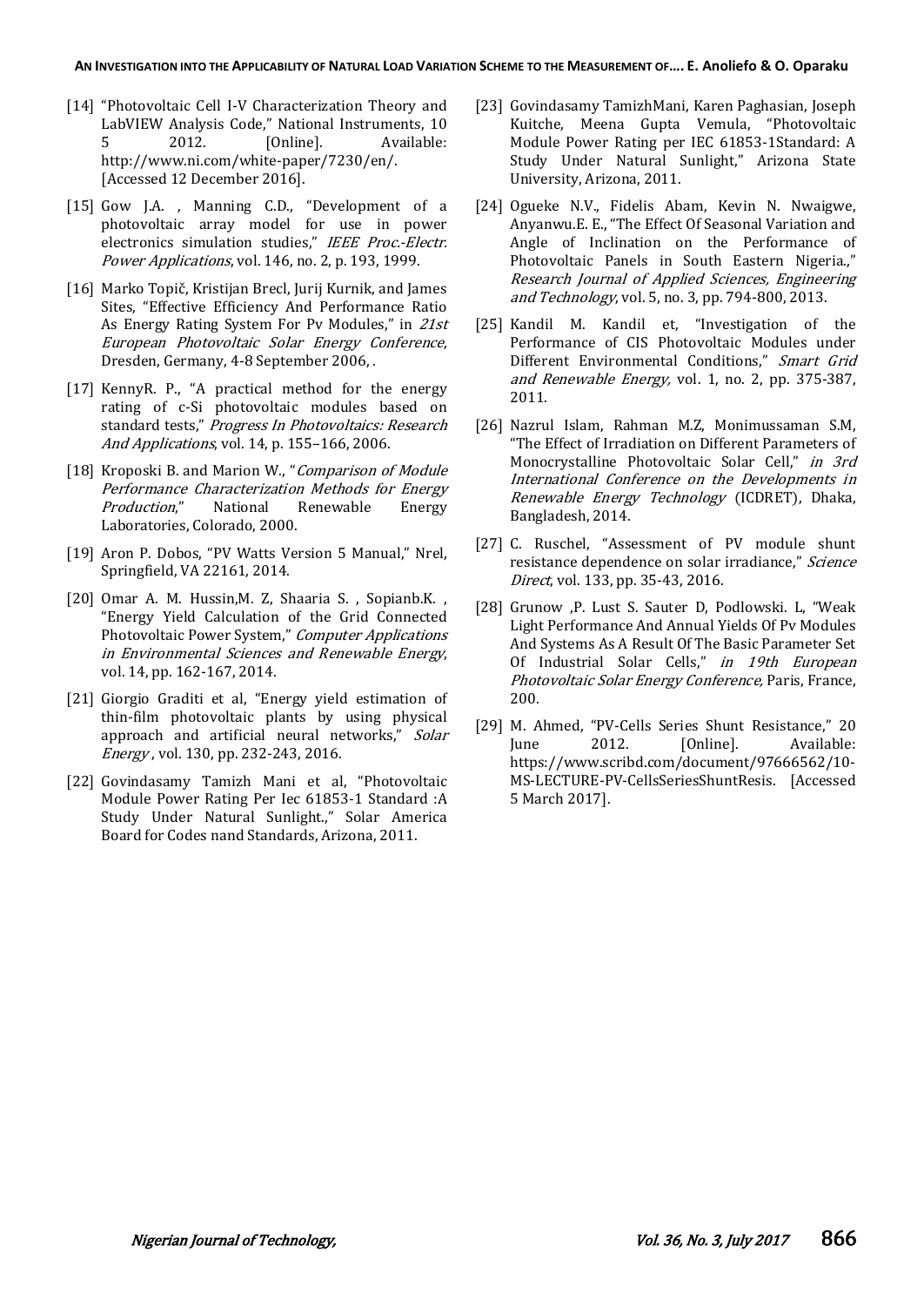[14] "Photovoltaic Cell I-V Characterization Theory and LabVIEW Analysis Code," National Instruments, 10 5 2012. [Online]. Available: http://www.ni.com/white-paper/7230/en/. [Accessed 12 December 2016].

[15] Gow J.A. , Manning C.D., "Development of a photovoltaic array model for use in power electronics simulation studies," *IEEE Proc.-Electr. Power Applications*, vol. 146, no. 2, p. 193, 1999.

[16] Marko Topič, Kristijan Brecl, Jurij Kurnik, and James Sites, "Effective Efficiency And Performance Ratio As Energy Rating System For Pv Modules," in *21st European Photovoltaic Solar Energy Conference*, Dresden, Germany, 4-8 September 2006, .

[17] KennyR. P., "A practical method for the energy rating of c-Si photovoltaic modules based on standard tests," *Progress In Photovoltaics: Research And Applications*, vol. 14, p. 155–166, 2006.

[18] Kroposki B. and Marion W., "*Comparison of Module Performance Characterization Methods for Energy Production*," National Renewable Energy Laboratories, Colorado, 2000.

[19] Aron P. Dobos, "PV Watts Version 5 Manual," Nrel, Springfield, VA 22161, 2014.

[20] Omar A. M. Hussin,M. Z, Shaaria S. , Sopianb.K. , "Energy Yield Calculation of the Grid Connected Photovoltaic Power System," *Computer Applications in Environmental Sciences and Renewable Energy*, vol. 14, pp. 162-167, 2014.

[21] Giorgio Graditi et al, "Energy yield estimation of thin-film photovoltaic plants by using physical approach and artificial neural networks," *Solar Energy* , vol. 130, pp. 232-243, 2016.

[22] Govindasamy Tamizh Mani et al, "Photovoltaic Module Power Rating Per Iec 61853-1 Standard :A Study Under Natural Sunlight.," Solar America Board for Codes nand Standards, Arizona, 2011.

[23] Govindasamy TamizhMani, Karen Paghasian, Joseph Kuitche, Meena Gupta Vemula, "Photovoltaic Module Power Rating per IEC 61853-1Standard: A Study Under Natural Sunlight," Arizona State University, Arizona, 2011.

[24] Ogueke N.V., Fidelis Abam, Kevin N. Nwaigwe, Anyanwu.E. E., "The Effect Of Seasonal Variation and Angle of Inclination on the Performance of Photovoltaic Panels in South Eastern Nigeria.," *Research Journal of Applied Sciences, Engineering and Technology*, vol. 5, no. 3, pp. 794-800, 2013.

[25] Kandil M. Kandil et, "Investigation of the Performance of CIS Photovoltaic Modules under Different Environmental Conditions," *Smart Grid and Renewable Energy*, vol. 1, no. 2, pp. 375-387, 2011.

[26] Nazrul Islam, Rahman M.Z, Monimussaman S.M, "The Effect of Irradiation on Different Parameters of Monocrystalline Photovoltaic Solar Cell," *in 3rd International Conference on the Developments in Renewable Energy Technology* (ICDRET), Dhaka, Bangladesh, 2014.

[27] C. Ruschel, "Assessment of PV module shunt resistance dependence on solar irradiance," *Science Direct*, vol. 133, pp. 35-43, 2016.

[28] Grunow ,P. Lust S. Sauter D, Podlowski. L, "Weak Light Performance And Annual Yields Of Pv Modules And Systems As A Result Of The Basic Parameter Set Of Industrial Solar Cells," *in 19th European Photovoltaic Solar Energy Conference,* Paris, France, 200.

[29] M. Ahmed, "PV-Cells Series Shunt Resistance," 20 June 2012. [Online]. Available: https://www.scribd.com/document/97666562/10-MS-LECTURE-PV-CellsSeriesShuntResis. [Accessed 5 March 2017].